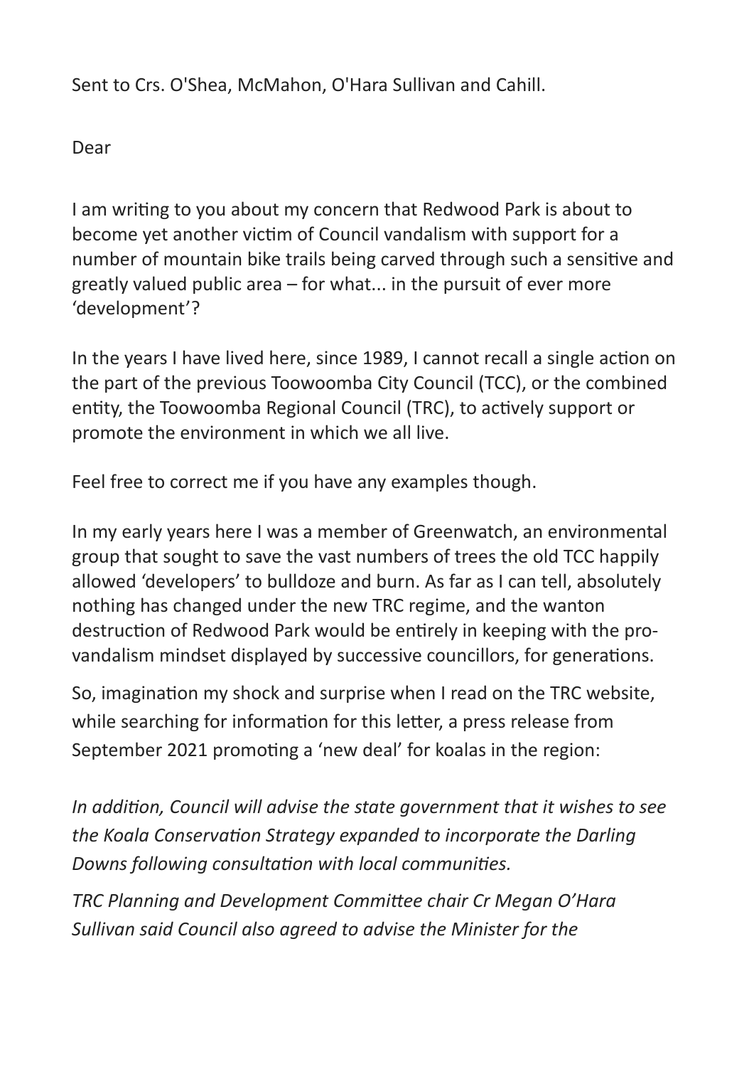Sent to Crs. O'Shea, McMahon, O'Hara Sullivan and Cahill.

Dear

I am writing to you about my concern that Redwood Park is about to become yet another victim of Council vandalism with support for a number of mountain bike trails being carved through such a sensitive and greatly valued public area – for what... in the pursuit of ever more 'development'?

In the years I have lived here, since 1989, I cannot recall a single action on the part of the previous Toowoomba City Council (TCC), or the combined entity, the Toowoomba Regional Council (TRC), to actively support or promote the environment in which we all live.

Feel free to correct me if you have any examples though.

In my early years here I was a member of Greenwatch, an environmental group that sought to save the vast numbers of trees the old TCC happily allowed 'developers' to bulldoze and burn. As far as I can tell, absolutely nothing has changed under the new TRC regime, and the wanton destruction of Redwood Park would be entirely in keeping with the pro-vandalism mindset displayed by successive councillors, for generations.

So, imagination my shock and surprise when I read on the TRC website, while searching for information for this letter, a press release from September 2021 promoting a 'new deal' for koalas in the region:

*In addition, Council will advise the state government that it wishes to see the Koala Conservation Strategy expanded to incorporate the Darling Downs following consultation with local communities.*

*TRC Planning and Development Committee chair Cr Megan O'Hara Sullivan said Council also agreed to advise the Minister for the*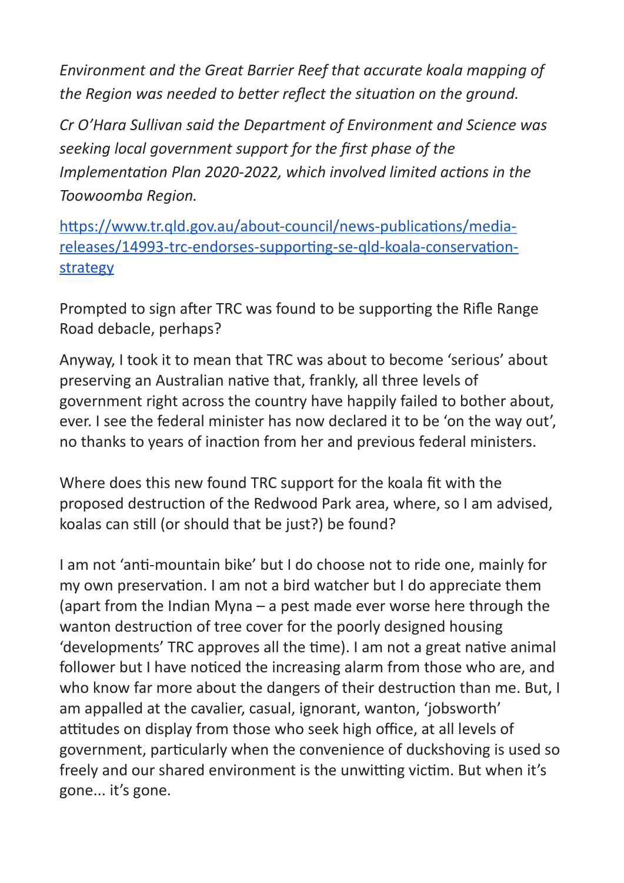*Environment and the Great Barrier Reef that accurate koala mapping of the Region was needed to better reflect the situation on the ground.*

*Cr O'Hara Sullivan said the Department of Environment and Science was seeking local government support for the first phase of the Implementation Plan 2020-2022, which involved limited actions in the Toowoomba Region.*

[https://www.tr.qld.gov.au/about-council/news-publications/media-releases/14993-trc-endorses-supporting-se-qld-koala-conservation-strategy](https://www.tr.qld.gov.au/about-council/news-publications/media-releases/14993-trc-endorses-supporting-se-qld-koala-conservation-strategy)

Prompted to sign after TRC was found to be supporting the Rifle Range Road debacle, perhaps?

Anyway, I took it to mean that TRC was about to become 'serious' about preserving an Australian native that, frankly, all three levels of government right across the country have happily failed to bother about, ever. I see the federal minister has now declared it to be 'on the way out', no thanks to years of inaction from her and previous federal ministers.

Where does this new found TRC support for the koala fit with the proposed destruction of the Redwood Park area, where, so I am advised, koalas can still (or should that be just?) be found?

I am not 'anti-mountain bike' but I do choose not to ride one, mainly for my own preservation. I am not a bird watcher but I do appreciate them (apart from the Indian Myna – a pest made ever worse here through the wanton destruction of tree cover for the poorly designed housing 'developments' TRC approves all the time). I am not a great native animal follower but I have noticed the increasing alarm from those who are, and who know far more about the dangers of their destruction than me. But, I am appalled at the cavalier, casual, ignorant, wanton, 'jobsworth' attitudes on display from those who seek high office, at all levels of government, particularly when the convenience of duckshoving is used so freely and our shared environment is the unwitting victim. But when it's gone... it's gone.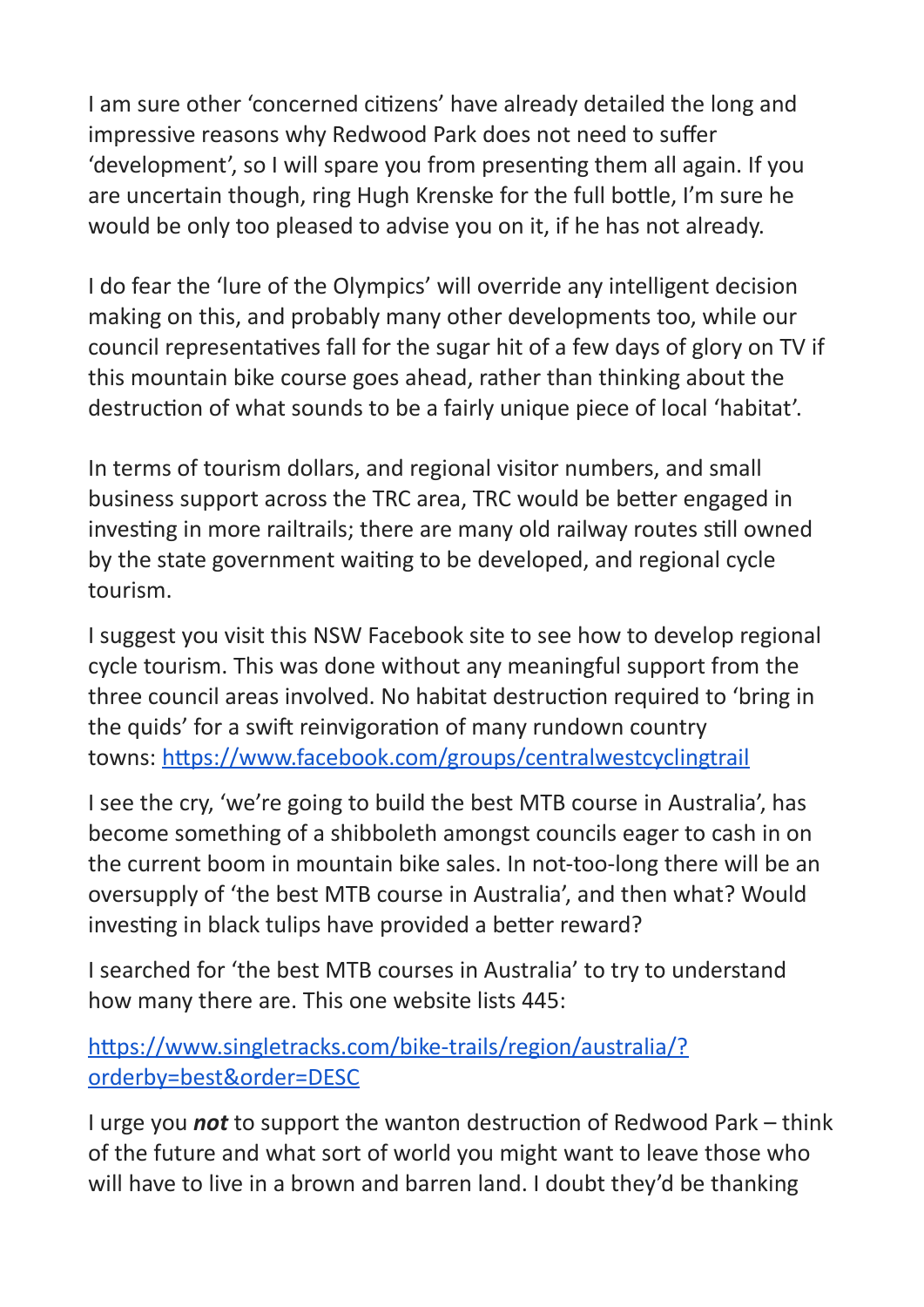I am sure other 'concerned citizens' have already detailed the long and impressive reasons why Redwood Park does not need to suffer 'development', so I will spare you from presenting them all again. If you are uncertain though, ring Hugh Krenske for the full bottle, I'm sure he would be only too pleased to advise you on it, if he has not already.

I do fear the 'lure of the Olympics' will override any intelligent decision making on this, and probably many other developments too, while our council representatives fall for the sugar hit of a few days of glory on TV if this mountain bike course goes ahead, rather than thinking about the destruction of what sounds to be a fairly unique piece of local 'habitat'.

In terms of tourism dollars, and regional visitor numbers, and small business support across the TRC area, TRC would be better engaged in investing in more railtrails; there are many old railway routes still owned by the state government waiting to be developed, and regional cycle tourism.

I suggest you visit this NSW Facebook site to see how to develop regional cycle tourism. This was done without any meaningful support from the three council areas involved. No habitat destruction required to 'bring in the quids' for a swift reinvigoration of many rundown country towns: [https://www.facebook.com/groups/centralwestcyclingtrail](https://www.facebook.com/groups/centralwestcyclingtrail)

I see the cry, 'we're going to build the best MTB course in Australia', has become something of a shibboleth amongst councils eager to cash in on the current boom in mountain bike sales. In not-too-long there will be an oversupply of 'the best MTB course in Australia', and then what? Would investing in black tulips have provided a better reward?

I searched for 'the best MTB courses in Australia' to try to understand how many there are. This one website lists 445:

[https://www.singletracks.com/bike-trails/region/australia/?orderby=best&order=DESC](https://www.singletracks.com/bike-trails/region/australia/?orderby=best&order=DESC)

I urge you ***not*** to support the wanton destruction of Redwood Park – think of the future and what sort of world you might want to leave those who will have to live in a brown and barren land. I doubt they'd be thanking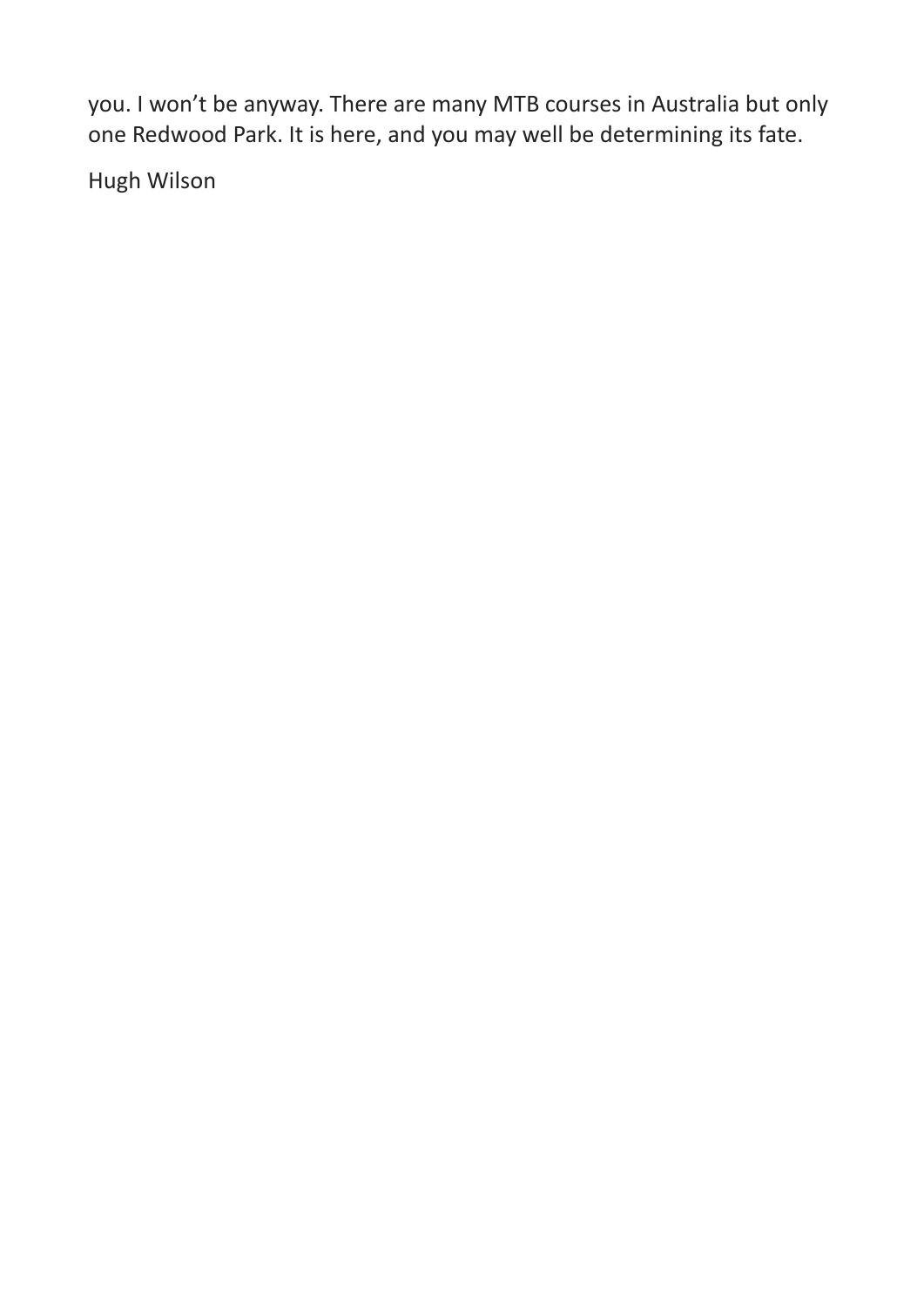you. I won't be anyway. There are many MTB courses in Australia but only one Redwood Park. It is here, and you may well be determining its fate.

Hugh Wilson